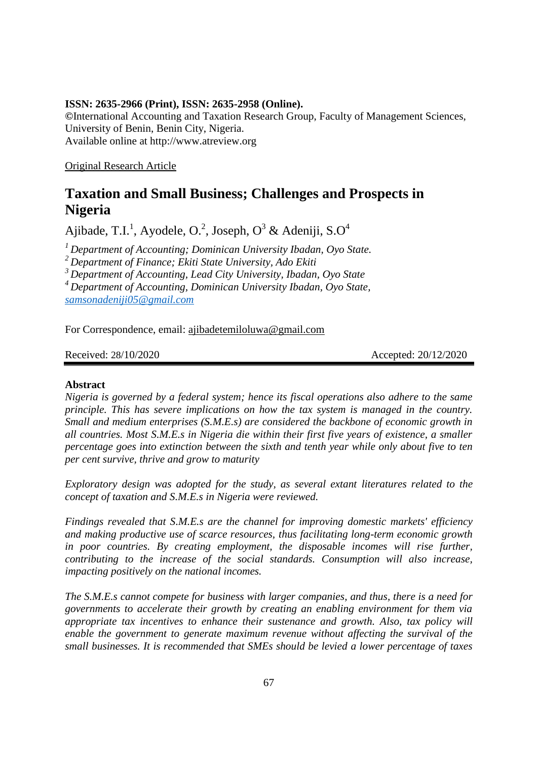**ISSN: 2635-2966 (Print), ISSN: 2635-2958 (Online).**
©International Accounting and Taxation Research Group, Faculty of Management Sciences, University of Benin, Benin City, Nigeria.
Available online at http://www.atreview.org

Original Research Article

# Taxation and Small Business; Challenges and Prospects in Nigeria

Ajibade, T.I.[1], Ayodele, O.[2], Joseph, O[3] & Adeniji, S.O[4]

[1] *Department of Accounting; Dominican University Ibadan, Oyo State.*
[2] *Department of Finance; Ekiti State University, Ado Ekiti*
[3] *Department of Accounting, Lead City University, Ibadan, Oyo State*
[4] *Department of Accounting, Dominican University Ibadan, Oyo State,* *samsonadeniji05@gmail.com*

For Correspondence, email: ajibadetemiloluwa@gmail.com

Received: 28/10/2020 Accepted: 20/12/2020

**Abstract**

*Nigeria is governed by a federal system; hence its fiscal operations also adhere to the same principle. This has severe implications on how the tax system is managed in the country. Small and medium enterprises (S.M.E.s) are considered the backbone of economic growth in all countries. Most S.M.E.s in Nigeria die within their first five years of existence, a smaller percentage goes into extinction between the sixth and tenth year while only about five to ten per cent survive, thrive and grow to maturity*

*Exploratory design was adopted for the study, as several extant literatures related to the concept of taxation and S.M.E.s in Nigeria were reviewed.*

*Findings revealed that S.M.E.s are the channel for improving domestic markets' efficiency and making productive use of scarce resources, thus facilitating long-term economic growth in poor countries. By creating employment, the disposable incomes will rise further, contributing to the increase of the social standards. Consumption will also increase, impacting positively on the national incomes.*

*The S.M.E.s cannot compete for business with larger companies, and thus, there is a need for governments to accelerate their growth by creating an enabling environment for them via appropriate tax incentives to enhance their sustenance and growth. Also, tax policy will enable the government to generate maximum revenue without affecting the survival of the small businesses. It is recommended that SMEs should be levied a lower percentage of taxes*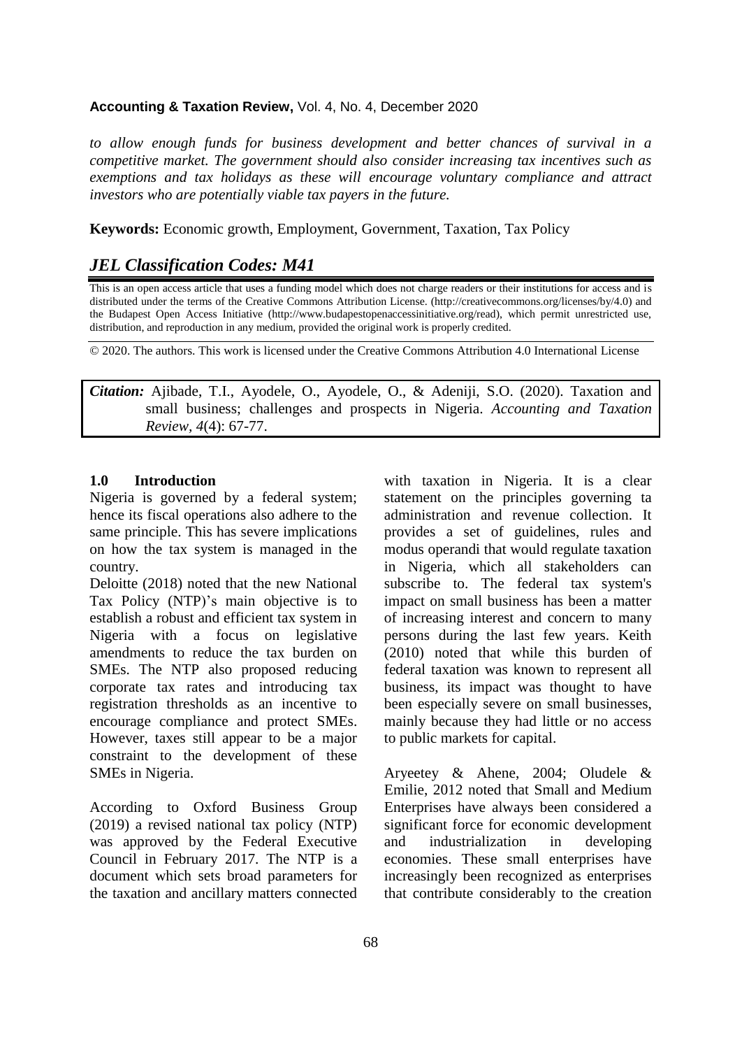*to allow enough funds for business development and better chances of survival in a competitive market. The government should also consider increasing tax incentives such as exemptions and tax holidays as these will encourage voluntary compliance and attract investors who are potentially viable tax payers in the future.*

**Keywords:** Economic growth, Employment, Government, Taxation, Tax Policy

## *JEL Classification Codes: M41*

This is an open access article that uses a funding model which does not charge readers or their institutions for access and is distributed under the terms of the Creative Commons Attribution License. (http://creativecommons.org/licenses/by/4.0) and the Budapest Open Access Initiative (http://www.budapestopenaccessinitiative.org/read), which permit unrestricted use, distribution, and reproduction in any medium, provided the original work is properly credited.

© 2020. The authors. This work is licensed under the Creative Commons Attribution 4.0 International License

***Citation:*** Ajibade, T.I., Ayodele, O., Ayodele, O., & Adeniji, S.O. (2020). Taxation and small business; challenges and prospects in Nigeria. *Accounting and Taxation Review, 4*(4): 67-77.

## 1.0 Introduction

Nigeria is governed by a federal system; hence its fiscal operations also adhere to the same principle. This has severe implications on how the tax system is managed in the country.

Deloitte (2018) noted that the new National Tax Policy (NTP)'s main objective is to establish a robust and efficient tax system in Nigeria with a focus on legislative amendments to reduce the tax burden on SMEs. The NTP also proposed reducing corporate tax rates and introducing tax registration thresholds as an incentive to encourage compliance and protect SMEs. However, taxes still appear to be a major constraint to the development of these SMEs in Nigeria.

According to Oxford Business Group (2019) a revised national tax policy (NTP) was approved by the Federal Executive Council in February 2017. The NTP is a document which sets broad parameters for the taxation and ancillary matters connected with taxation in Nigeria. It is a clear statement on the principles governing ta administration and revenue collection. It provides a set of guidelines, rules and modus operandi that would regulate taxation in Nigeria, which all stakeholders can subscribe to. The federal tax system's impact on small business has been a matter of increasing interest and concern to many persons during the last few years. Keith (2010) noted that while this burden of federal taxation was known to represent all business, its impact was thought to have been especially severe on small businesses, mainly because they had little or no access to public markets for capital.

Aryeetey & Ahene, 2004; Oludele & Emilie, 2012 noted that Small and Medium Enterprises have always been considered a significant force for economic development and industrialization in developing economies. These small enterprises have increasingly been recognized as enterprises that contribute considerably to the creation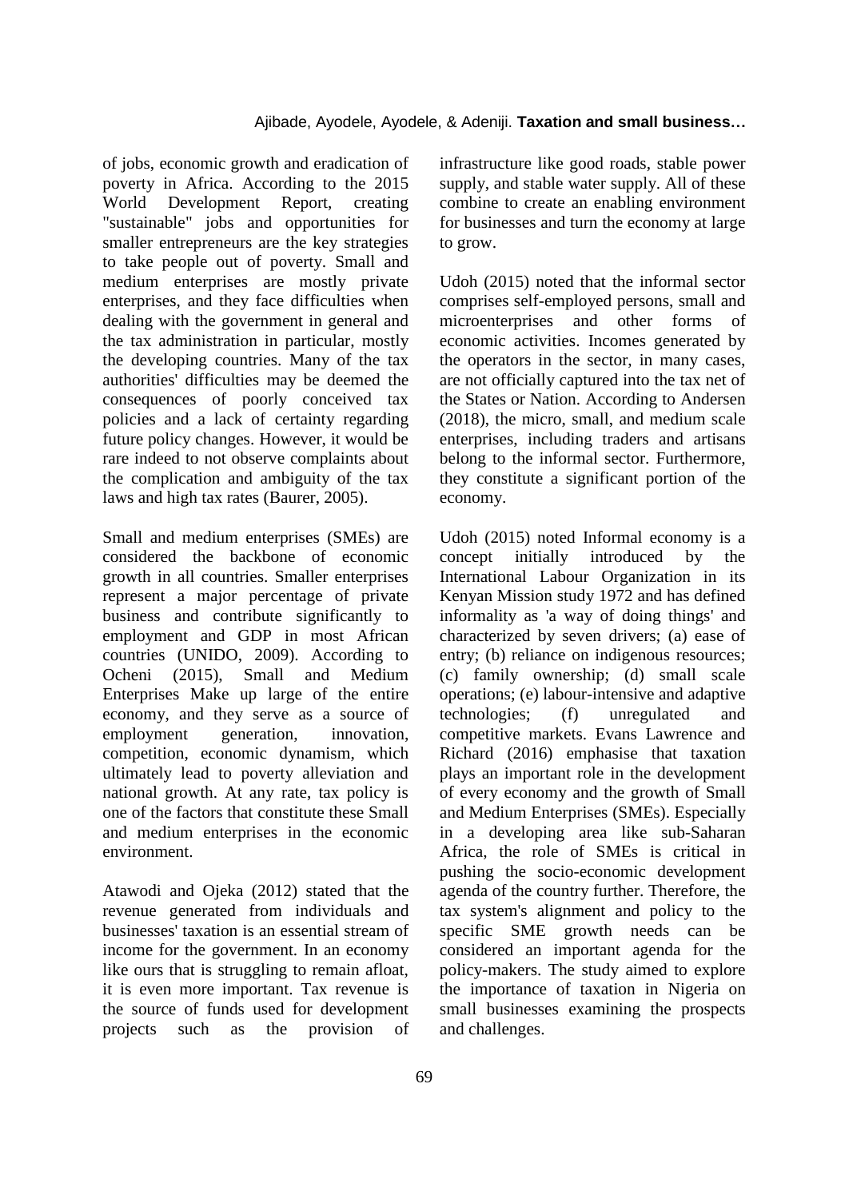of jobs, economic growth and eradication of poverty in Africa. According to the 2015 World Development Report, creating "sustainable" jobs and opportunities for smaller entrepreneurs are the key strategies to take people out of poverty. Small and medium enterprises are mostly private enterprises, and they face difficulties when dealing with the government in general and the tax administration in particular, mostly the developing countries. Many of the tax authorities' difficulties may be deemed the consequences of poorly conceived tax policies and a lack of certainty regarding future policy changes. However, it would be rare indeed to not observe complaints about the complication and ambiguity of the tax laws and high tax rates (Baurer, 2005).

Small and medium enterprises (SMEs) are considered the backbone of economic growth in all countries. Smaller enterprises represent a major percentage of private business and contribute significantly to employment and GDP in most African countries (UNIDO, 2009). According to Ocheni (2015), Small and Medium Enterprises Make up large of the entire economy, and they serve as a source of employment generation, innovation, competition, economic dynamism, which ultimately lead to poverty alleviation and national growth. At any rate, tax policy is one of the factors that constitute these Small and medium enterprises in the economic environment.

Atawodi and Ojeka (2012) stated that the revenue generated from individuals and businesses' taxation is an essential stream of income for the government. In an economy like ours that is struggling to remain afloat, it is even more important. Tax revenue is the source of funds used for development projects such as the provision of infrastructure like good roads, stable power supply, and stable water supply. All of these combine to create an enabling environment for businesses and turn the economy at large to grow.

Udoh (2015) noted that the informal sector comprises self-employed persons, small and microenterprises and other forms of economic activities. Incomes generated by the operators in the sector, in many cases, are not officially captured into the tax net of the States or Nation. According to Andersen (2018), the micro, small, and medium scale enterprises, including traders and artisans belong to the informal sector. Furthermore, they constitute a significant portion of the economy.

Udoh (2015) noted Informal economy is a concept initially introduced by the International Labour Organization in its Kenyan Mission study 1972 and has defined informality as 'a way of doing things' and characterized by seven drivers; (a) ease of entry; (b) reliance on indigenous resources; (c) family ownership; (d) small scale operations; (e) labour-intensive and adaptive technologies; (f) unregulated and competitive markets. Evans Lawrence and Richard (2016) emphasise that taxation plays an important role in the development of every economy and the growth of Small and Medium Enterprises (SMEs). Especially in a developing area like sub-Saharan Africa, the role of SMEs is critical in pushing the socio-economic development agenda of the country further. Therefore, the tax system's alignment and policy to the specific SME growth needs can be considered an important agenda for the policy-makers. The study aimed to explore the importance of taxation in Nigeria on small businesses examining the prospects and challenges.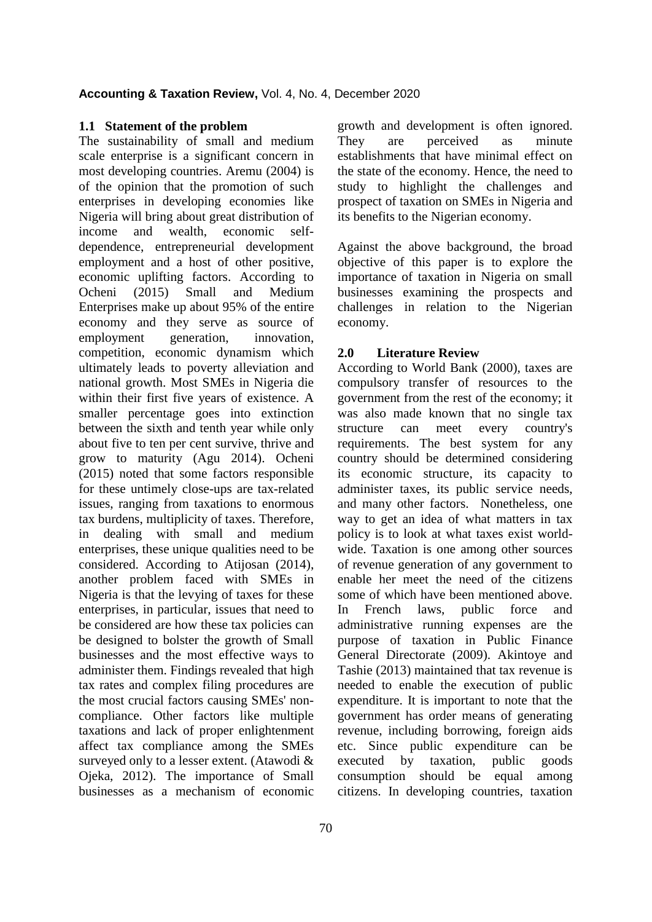### 1.1 Statement of the problem

The sustainability of small and medium scale enterprise is a significant concern in most developing countries. Aremu (2004) is of the opinion that the promotion of such enterprises in developing economies like Nigeria will bring about great distribution of income and wealth, economic self-dependence, entrepreneurial development employment and a host of other positive, economic uplifting factors. According to Ocheni (2015) Small and Medium Enterprises make up about 95% of the entire economy and they serve as source of employment generation, innovation, competition, economic dynamism which ultimately leads to poverty alleviation and national growth. Most SMEs in Nigeria die within their first five years of existence. A smaller percentage goes into extinction between the sixth and tenth year while only about five to ten per cent survive, thrive and grow to maturity (Agu 2014). Ocheni (2015) noted that some factors responsible for these untimely close-ups are tax-related issues, ranging from taxations to enormous tax burdens, multiplicity of taxes. Therefore, in dealing with small and medium enterprises, these unique qualities need to be considered. According to Atijosan (2014), another problem faced with SMEs in Nigeria is that the levying of taxes for these enterprises, in particular, issues that need to be considered are how these tax policies can be designed to bolster the growth of Small businesses and the most effective ways to administer them. Findings revealed that high tax rates and complex filing procedures are the most crucial factors causing SMEs' non-compliance. Other factors like multiple taxations and lack of proper enlightenment affect tax compliance among the SMEs surveyed only to a lesser extent. (Atawodi & Ojeka, 2012). The importance of Small businesses as a mechanism of economic growth and development is often ignored. They are perceived as minute establishments that have minimal effect on the state of the economy. Hence, the need to study to highlight the challenges and prospect of taxation on SMEs in Nigeria and its benefits to the Nigerian economy.

Against the above background, the broad objective of this paper is to explore the importance of taxation in Nigeria on small businesses examining the prospects and challenges in relation to the Nigerian economy.

## 2.0 Literature Review

According to World Bank (2000), taxes are compulsory transfer of resources to the government from the rest of the economy; it was also made known that no single tax structure can meet every country's requirements. The best system for any country should be determined considering its economic structure, its capacity to administer taxes, its public service needs, and many other factors. Nonetheless, one way to get an idea of what matters in tax policy is to look at what taxes exist world-wide. Taxation is one among other sources of revenue generation of any government to enable her meet the need of the citizens some of which have been mentioned above. In French laws, public force and administrative running expenses are the purpose of taxation in Public Finance General Directorate (2009). Akintoye and Tashie (2013) maintained that tax revenue is needed to enable the execution of public expenditure. It is important to note that the government has order means of generating revenue, including borrowing, foreign aids etc. Since public expenditure can be executed by taxation, public goods consumption should be equal among citizens. In developing countries, taxation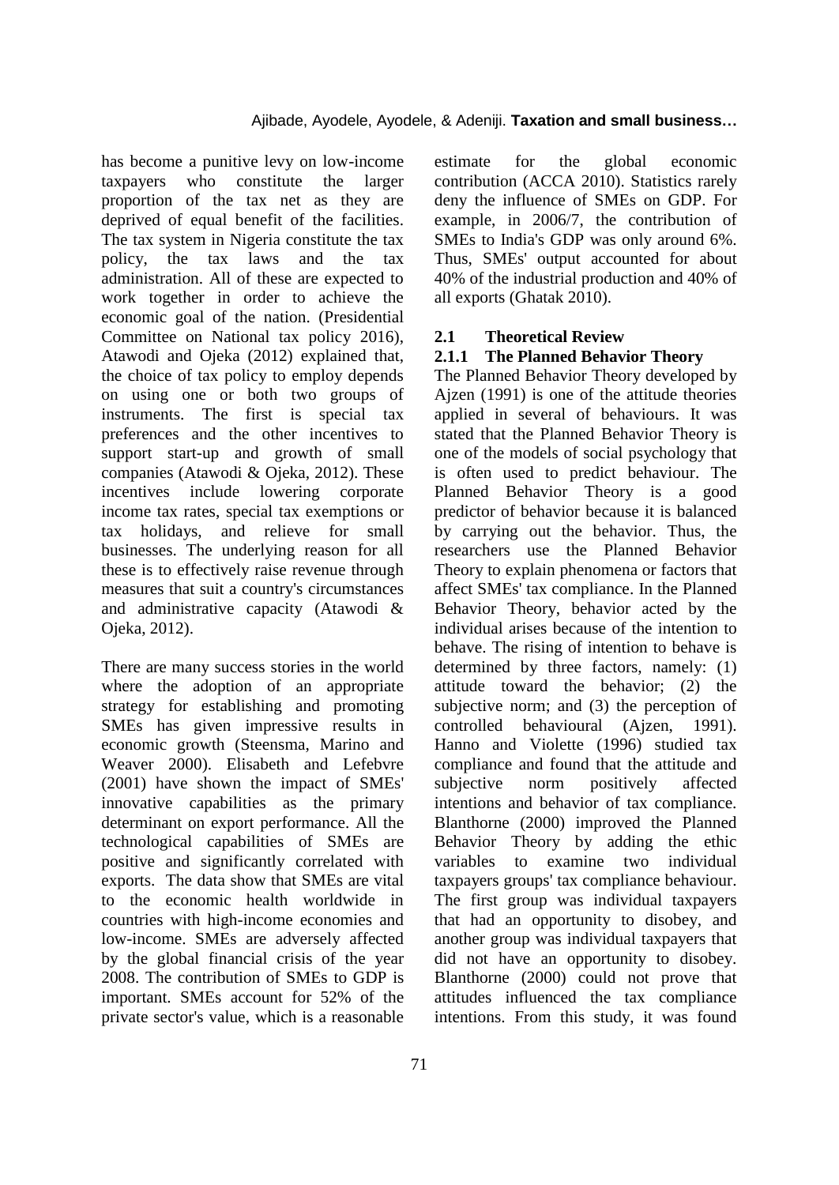has become a punitive levy on low-income taxpayers who constitute the larger proportion of the tax net as they are deprived of equal benefit of the facilities. The tax system in Nigeria constitute the tax policy, the tax laws and the tax administration. All of these are expected to work together in order to achieve the economic goal of the nation. (Presidential Committee on National tax policy 2016), Atawodi and Ojeka (2012) explained that, the choice of tax policy to employ depends on using one or both two groups of instruments. The first is special tax preferences and the other incentives to support start-up and growth of small companies (Atawodi & Ojeka, 2012). These incentives include lowering corporate income tax rates, special tax exemptions or tax holidays, and relieve for small businesses. The underlying reason for all these is to effectively raise revenue through measures that suit a country's circumstances and administrative capacity (Atawodi & Ojeka, 2012).

There are many success stories in the world where the adoption of an appropriate strategy for establishing and promoting SMEs has given impressive results in economic growth (Steensma, Marino and Weaver 2000). Elisabeth and Lefebvre (2001) have shown the impact of SMEs' innovative capabilities as the primary determinant on export performance. All the technological capabilities of SMEs are positive and significantly correlated with exports. The data show that SMEs are vital to the economic health worldwide in countries with high-income economies and low-income. SMEs are adversely affected by the global financial crisis of the year 2008. The contribution of SMEs to GDP is important. SMEs account for 52% of the private sector's value, which is a reasonable estimate for the global economic contribution (ACCA 2010). Statistics rarely deny the influence of SMEs on GDP. For example, in 2006/7, the contribution of SMEs to India's GDP was only around 6%. Thus, SMEs' output accounted for about 40% of the industrial production and 40% of all exports (Ghatak 2010).

## 2.1 Theoretical Review

### 2.1.1 The Planned Behavior Theory

The Planned Behavior Theory developed by Ajzen (1991) is one of the attitude theories applied in several of behaviours. It was stated that the Planned Behavior Theory is one of the models of social psychology that is often used to predict behaviour. The Planned Behavior Theory is a good predictor of behavior because it is balanced by carrying out the behavior. Thus, the researchers use the Planned Behavior Theory to explain phenomena or factors that affect SMEs' tax compliance. In the Planned Behavior Theory, behavior acted by the individual arises because of the intention to behave. The rising of intention to behave is determined by three factors, namely: (1) attitude toward the behavior; (2) the subjective norm; and (3) the perception of controlled behavioural (Ajzen, 1991). Hanno and Violette (1996) studied tax compliance and found that the attitude and subjective norm positively affected intentions and behavior of tax compliance. Blanthorne (2000) improved the Planned Behavior Theory by adding the ethic variables to examine two individual taxpayers groups' tax compliance behaviour. The first group was individual taxpayers that had an opportunity to disobey, and another group was individual taxpayers that did not have an opportunity to disobey. Blanthorne (2000) could not prove that attitudes influenced the tax compliance intentions. From this study, it was found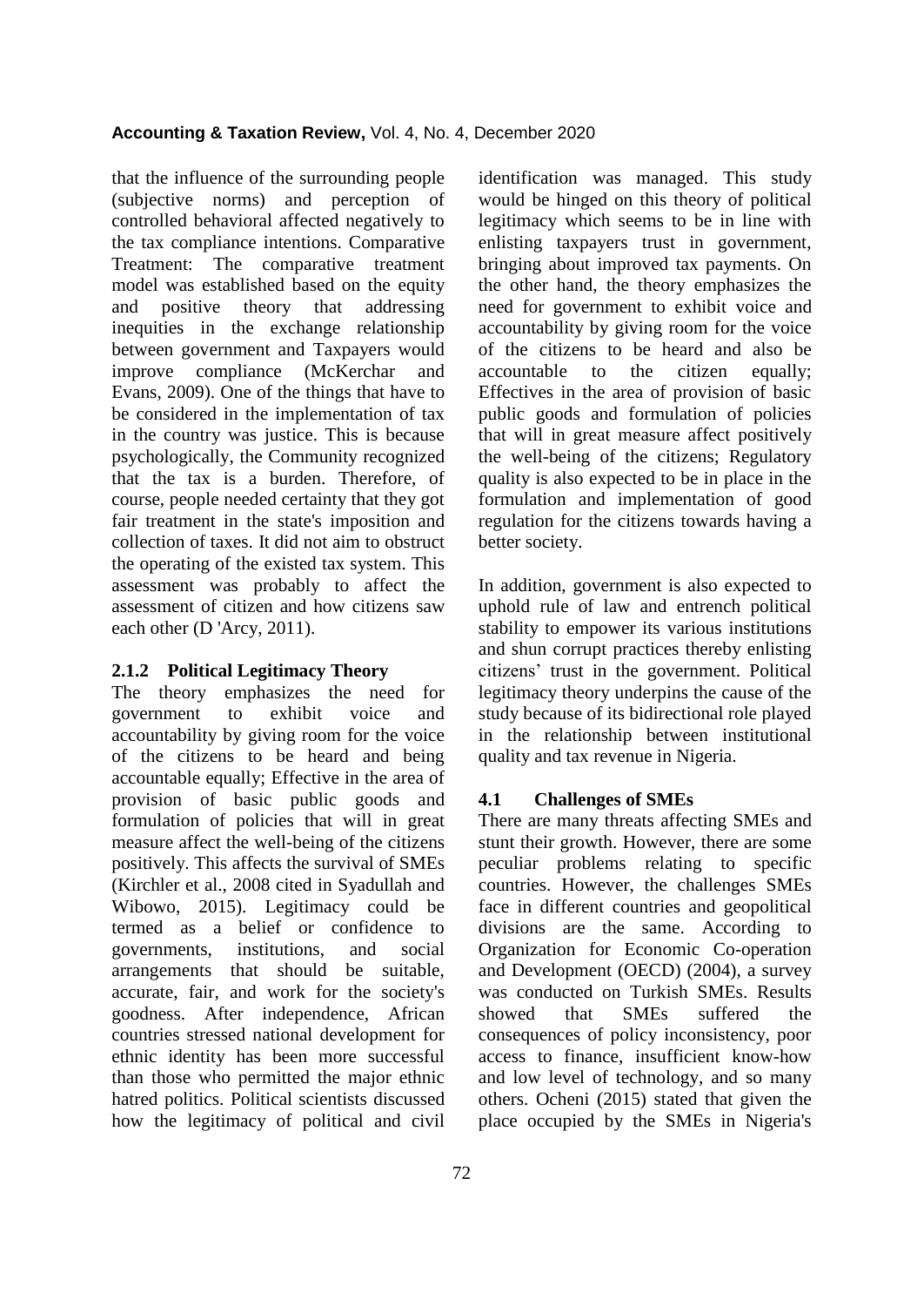that the influence of the surrounding people (subjective norms) and perception of controlled behavioral affected negatively to the tax compliance intentions. Comparative Treatment: The comparative treatment model was established based on the equity and positive theory that addressing inequities in the exchange relationship between government and Taxpayers would improve compliance (McKerchar and Evans, 2009). One of the things that have to be considered in the implementation of tax in the country was justice. This is because psychologically, the Community recognized that the tax is a burden. Therefore, of course, people needed certainty that they got fair treatment in the state's imposition and collection of taxes. It did not aim to obstruct the operating of the existed tax system. This assessment was probably to affect the assessment of citizen and how citizens saw each other (D 'Arcy, 2011).

### 2.1.2 Political Legitimacy Theory

The theory emphasizes the need for government to exhibit voice and accountability by giving room for the voice of the citizens to be heard and being accountable equally; Effective in the area of provision of basic public goods and formulation of policies that will in great measure affect the well-being of the citizens positively. This affects the survival of SMEs (Kirchler et al., 2008 cited in Syadullah and Wibowo, 2015). Legitimacy could be termed as a belief or confidence to governments, institutions, and social arrangements that should be suitable, accurate, fair, and work for the society's goodness. After independence, African countries stressed national development for ethnic identity has been more successful than those who permitted the major ethnic hatred politics. Political scientists discussed how the legitimacy of political and civil identification was managed. This study would be hinged on this theory of political legitimacy which seems to be in line with enlisting taxpayers trust in government, bringing about improved tax payments. On the other hand, the theory emphasizes the need for government to exhibit voice and accountability by giving room for the voice of the citizens to be heard and also be accountable to the citizen equally; Effectives in the area of provision of basic public goods and formulation of policies that will in great measure affect positively the well-being of the citizens; Regulatory quality is also expected to be in place in the formulation and implementation of good regulation for the citizens towards having a better society.

In addition, government is also expected to uphold rule of law and entrench political stability to empower its various institutions and shun corrupt practices thereby enlisting citizens' trust in the government. Political legitimacy theory underpins the cause of the study because of its bidirectional role played in the relationship between institutional quality and tax revenue in Nigeria.

### 4.1 Challenges of SMEs

There are many threats affecting SMEs and stunt their growth. However, there are some peculiar problems relating to specific countries. However, the challenges SMEs face in different countries and geopolitical divisions are the same. According to Organization for Economic Co-operation and Development (OECD) (2004), a survey was conducted on Turkish SMEs. Results showed that SMEs suffered the consequences of policy inconsistency, poor access to finance, insufficient know-how and low level of technology, and so many others. Ocheni (2015) stated that given the place occupied by the SMEs in Nigeria's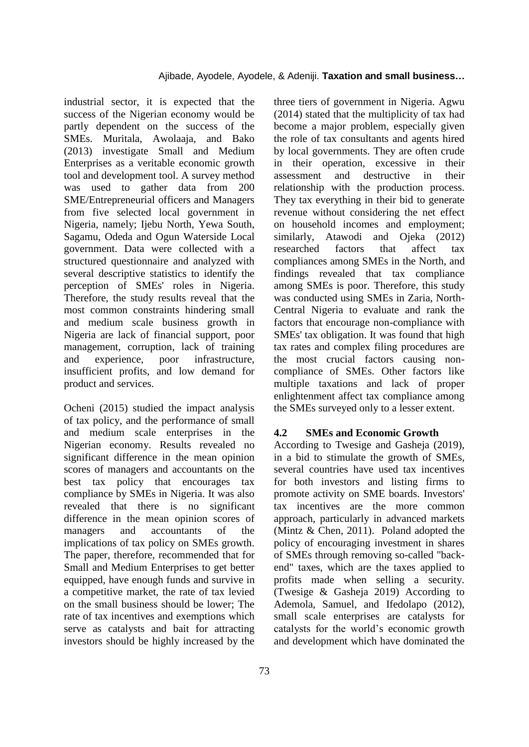industrial sector, it is expected that the success of the Nigerian economy would be partly dependent on the success of the SMEs. Muritala, Awolaaja, and Bako (2013) investigate Small and Medium Enterprises as a veritable economic growth tool and development tool. A survey method was used to gather data from 200 SME/Entrepreneurial officers and Managers from five selected local government in Nigeria, namely; Ijebu North, Yewa South, Sagamu, Odeda and Ogun Waterside Local government. Data were collected with a structured questionnaire and analyzed with several descriptive statistics to identify the perception of SMEs' roles in Nigeria. Therefore, the study results reveal that the most common constraints hindering small and medium scale business growth in Nigeria are lack of financial support, poor management, corruption, lack of training and experience, poor infrastructure, insufficient profits, and low demand for product and services.

Ocheni (2015) studied the impact analysis of tax policy, and the performance of small and medium scale enterprises in the Nigerian economy. Results revealed no significant difference in the mean opinion scores of managers and accountants on the best tax policy that encourages tax compliance by SMEs in Nigeria. It was also revealed that there is no significant difference in the mean opinion scores of managers and accountants of the implications of tax policy on SMEs growth. The paper, therefore, recommended that for Small and Medium Enterprises to get better equipped, have enough funds and survive in a competitive market, the rate of tax levied on the small business should be lower; The rate of tax incentives and exemptions which serve as catalysts and bait for attracting investors should be highly increased by the three tiers of government in Nigeria. Agwu (2014) stated that the multiplicity of tax had become a major problem, especially given the role of tax consultants and agents hired by local governments. They are often crude in their operation, excessive in their assessment and destructive in their relationship with the production process. They tax everything in their bid to generate revenue without considering the net effect on household incomes and employment; similarly, Atawodi and Ojeka (2012) researched factors that affect tax compliances among SMEs in the North, and findings revealed that tax compliance among SMEs is poor. Therefore, this study was conducted using SMEs in Zaria, North-Central Nigeria to evaluate and rank the factors that encourage non-compliance with SMEs' tax obligation. It was found that high tax rates and complex filing procedures are the most crucial factors causing non-compliance of SMEs. Other factors like multiple taxations and lack of proper enlightenment affect tax compliance among the SMEs surveyed only to a lesser extent.

### 4.2 SMEs and Economic Growth

According to Twesige and Gasheja (2019), in a bid to stimulate the growth of SMEs, several countries have used tax incentives for both investors and listing firms to promote activity on SME boards. Investors' tax incentives are the more common approach, particularly in advanced markets (Mintz & Chen, 2011). Poland adopted the policy of encouraging investment in shares of SMEs through removing so-called "back-end" taxes, which are the taxes applied to profits made when selling a security. (Twesige & Gasheja 2019) According to Ademola, Samuel, and Ifedolapo (2012), small scale enterprises are catalysts for catalysts for the world's economic growth and development which have dominated the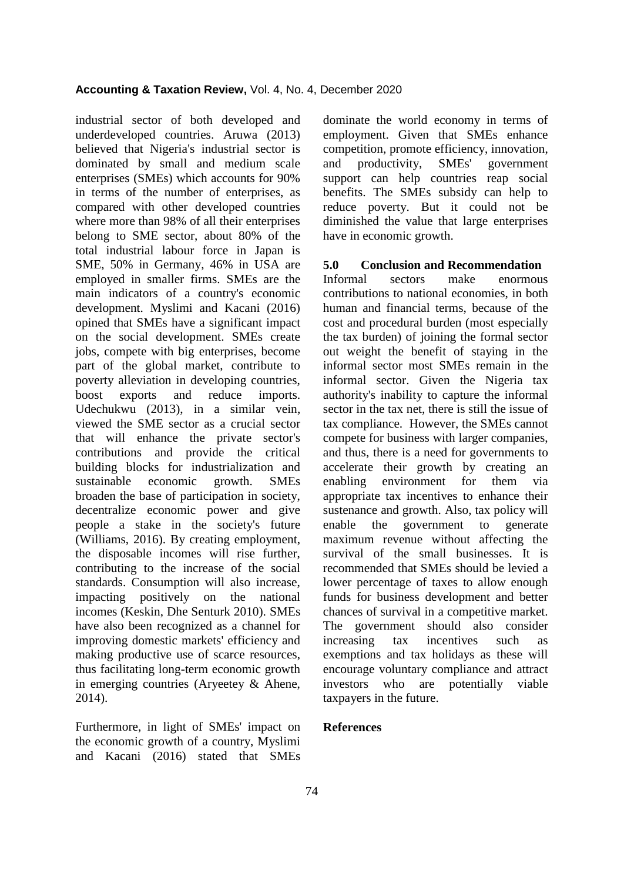industrial sector of both developed and underdeveloped countries. Aruwa (2013) believed that Nigeria's industrial sector is dominated by small and medium scale enterprises (SMEs) which accounts for 90% in terms of the number of enterprises, as compared with other developed countries where more than 98% of all their enterprises belong to SME sector, about 80% of the total industrial labour force in Japan is SME, 50% in Germany, 46% in USA are employed in smaller firms. SMEs are the main indicators of a country's economic development. Myslimi and Kacani (2016) opined that SMEs have a significant impact on the social development. SMEs create jobs, compete with big enterprises, become part of the global market, contribute to poverty alleviation in developing countries, boost exports and reduce imports. Udechukwu (2013), in a similar vein, viewed the SME sector as a crucial sector that will enhance the private sector's contributions and provide the critical building blocks for industrialization and sustainable economic growth. SMEs broaden the base of participation in society, decentralize economic power and give people a stake in the society's future (Williams, 2016). By creating employment, the disposable incomes will rise further, contributing to the increase of the social standards. Consumption will also increase, impacting positively on the national incomes (Keskin, Dhe Senturk 2010). SMEs have also been recognized as a channel for improving domestic markets' efficiency and making productive use of scarce resources, thus facilitating long-term economic growth in emerging countries (Aryeetey & Ahene, 2014).

Furthermore, in light of SMEs' impact on the economic growth of a country, Myslimi and Kacani (2016) stated that SMEs dominate the world economy in terms of employment. Given that SMEs enhance competition, promote efficiency, innovation, and productivity, SMEs' government support can help countries reap social benefits. The SMEs subsidy can help to reduce poverty. But it could not be diminished the value that large enterprises have in economic growth.

## 5.0 Conclusion and Recommendation

Informal sectors make enormous contributions to national economies, in both human and financial terms, because of the cost and procedural burden (most especially the tax burden) of joining the formal sector out weight the benefit of staying in the informal sector most SMEs remain in the informal sector. Given the Nigeria tax authority's inability to capture the informal sector in the tax net, there is still the issue of tax compliance. However, the SMEs cannot compete for business with larger companies, and thus, there is a need for governments to accelerate their growth by creating an enabling environment for them via appropriate tax incentives to enhance their sustenance and growth. Also, tax policy will enable the government to generate maximum revenue without affecting the survival of the small businesses. It is recommended that SMEs should be levied a lower percentage of taxes to allow enough funds for business development and better chances of survival in a competitive market. The government should also consider increasing tax incentives such as exemptions and tax holidays as these will encourage voluntary compliance and attract investors who are potentially viable taxpayers in the future.

## References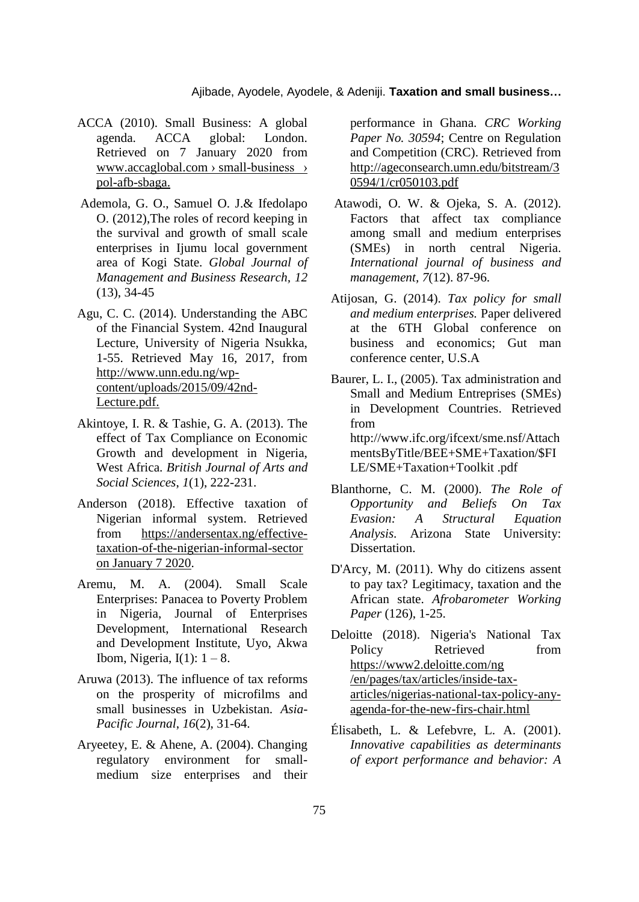ACCA (2010). Small Business: A global agenda. ACCA global: London. Retrieved on 7 January 2020 from www.accaglobal.com › small-business › pol-afb-sbaga.

Ademola, G. O., Samuel O. J.& Ifedolapo O. (2012),The roles of record keeping in the survival and growth of small scale enterprises in Ijumu local government area of Kogi State. *Global Journal of Management and Business Research, 12* (13), 34-45

Agu, C. C. (2014). Understanding the ABC of the Financial System. 42nd Inaugural Lecture, University of Nigeria Nsukka, 1-55. Retrieved May 16, 2017, from http://www.unn.edu.ng/wp-content/uploads/2015/09/42nd-Lecture.pdf.

Akintoye, I. R. & Tashie, G. A. (2013). The effect of Tax Compliance on Economic Growth and development in Nigeria, West Africa. *British Journal of Arts and Social Sciences, 1*(1), 222-231.

Anderson (2018). Effective taxation of Nigerian informal system. Retrieved from https://andersentax.ng/effective-taxation-of-the-nigerian-informal-sector on January 7 2020.

Aremu, M. A. (2004). Small Scale Enterprises: Panacea to Poverty Problem in Nigeria, Journal of Enterprises Development, International Research and Development Institute, Uyo, Akwa Ibom, Nigeria, I(1): 1 – 8.

Aruwa (2013). The influence of tax reforms on the prosperity of microfilms and small businesses in Uzbekistan. *Asia-Pacific Journal*, *16*(2), 31-64.

Aryeetey, E. & Ahene, A. (2004). Changing regulatory environment for small-medium size enterprises and their performance in Ghana. *CRC Working Paper No. 30594*; Centre on Regulation and Competition (CRC). Retrieved from http://ageconsearch.umn.edu/bitstream/30594/1/cr050103.pdf

Atawodi, O. W. & Ojeka, S. A. (2012). Factors that affect tax compliance among small and medium enterprises (SMEs) in north central Nigeria. *International journal of business and management, 7*(12). 87-96.

Atijosan, G. (2014). *Tax policy for small and medium enterprises.* Paper delivered at the 6TH Global conference on business and economics; Gut man conference center, U.S.A

Baurer, L. I., (2005). Tax administration and Small and Medium Entreprises (SMEs) in Development Countries. Retrieved from http://www.ifc.org/ifcext/sme.nsf/AttachmentsByTitle/BEE+SME+Taxation/$FILE/SME+Taxation+Toolkit .pdf

Blanthorne, C. M. (2000). *The Role of Opportunity and Beliefs On Tax Evasion: A Structural Equation Analysis.* Arizona State University: Dissertation.

D'Arcy, M. (2011). Why do citizens assent to pay tax? Legitimacy, taxation and the African state. *Afrobarometer Working Paper* (126), 1-25.

Deloitte (2018). Nigeria's National Tax Policy Retrieved from https://www2.deloitte.com/ng/en/pages/tax/articles/inside-tax-articles/nigerias-national-tax-policy-any-agenda-for-the-new-firs-chair.html

Élisabeth, L. & Lefebvre, L. A. (2001). *Innovative capabilities as determinants of export performance and behavior: A*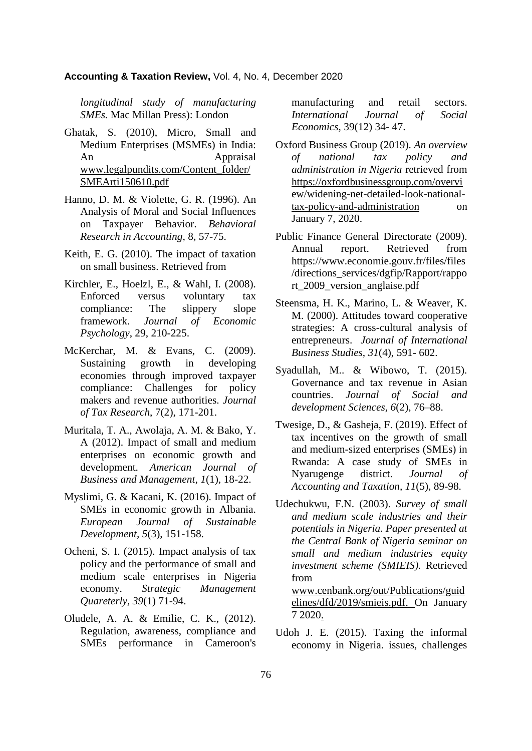*longitudinal study of manufacturing SMEs.* Mac Millan Press): London

Ghatak, S. (2010), Micro, Small and Medium Enterprises (MSMEs) in India: An Appraisal www.legalpundits.com/Content_folder/SMEArti150610.pdf

Hanno, D. M. & Violette, G. R. (1996). An Analysis of Moral and Social Influences on Taxpayer Behavior. *Behavioral Research in Accounting*, 8, 57-75.

Keith, E. G. (2010). The impact of taxation on small business. Retrieved from

Kirchler, E., Hoelzl, E., & Wahl, I. (2008). Enforced versus voluntary tax compliance: The slippery slope framework. *Journal of Economic Psychology*, 29, 210-225.

McKerchar, M. & Evans, C. (2009). Sustaining growth in developing economies through improved taxpayer compliance: Challenges for policy makers and revenue authorities. *Journal of Tax Research*, 7(2), 171-201.

Muritala, T. A., Awolaja, A. M. & Bako, Y. A (2012). Impact of small and medium enterprises on economic growth and development. *American Journal of Business and Management, 1*(1), 18-22.

Myslimi, G. & Kacani, K. (2016). Impact of SMEs in economic growth in Albania. *European Journal of Sustainable Development, 5*(3), 151-158.

Ocheni, S. I. (2015). Impact analysis of tax policy and the performance of small and medium scale enterprises in Nigeria economy. *Strategic Management Quareterly, 39*(1) 71-94.

Oludele, A. A. & Emilie, C. K., (2012). Regulation, awareness, compliance and SMEs performance in Cameroon's manufacturing and retail sectors. *International Journal of Social Economics*, 39(12) 34- 47.

Oxford Business Group (2019). *An overview of national tax policy and administration in Nigeria* retrieved from https://oxfordbusinessgroup.com/overview/widening-net-detailed-look-national-tax-policy-and-administration on January 7, 2020.

Public Finance General Directorate (2009). Annual report. Retrieved from https://www.economie.gouv.fr/files/files/directions_services/dgfip/Rapport/rapport_2009_version_anglaise.pdf

Steensma, H. K., Marino, L. & Weaver, K. M. (2000). Attitudes toward cooperative strategies: A cross-cultural analysis of entrepreneurs. *Journal of International Business Studies*, *31*(4), 591- 602.

Syadullah, M.. & Wibowo, T. (2015). Governance and tax revenue in Asian countries. *Journal of Social and development Sciences*, *6*(2), 76–88.

Twesige, D., & Gasheja, F. (2019). Effect of tax incentives on the growth of small and medium-sized enterprises (SMEs) in Rwanda: A case study of SMEs in Nyarugenge district. *Journal of Accounting and Taxation*, *11*(5), 89-98.

Udechukwu, F.N. (2003). *Survey of small and medium scale industries and their potentials in Nigeria. Paper presented at the Central Bank of Nigeria seminar on small and medium industries equity investment scheme (SMIEIS).* Retrieved from www.cenbank.org/out/Publications/guidelines/dfd/2019/smieis.pdf. On January 7 2020.

Udoh J. E. (2015). Taxing the informal economy in Nigeria. issues, challenges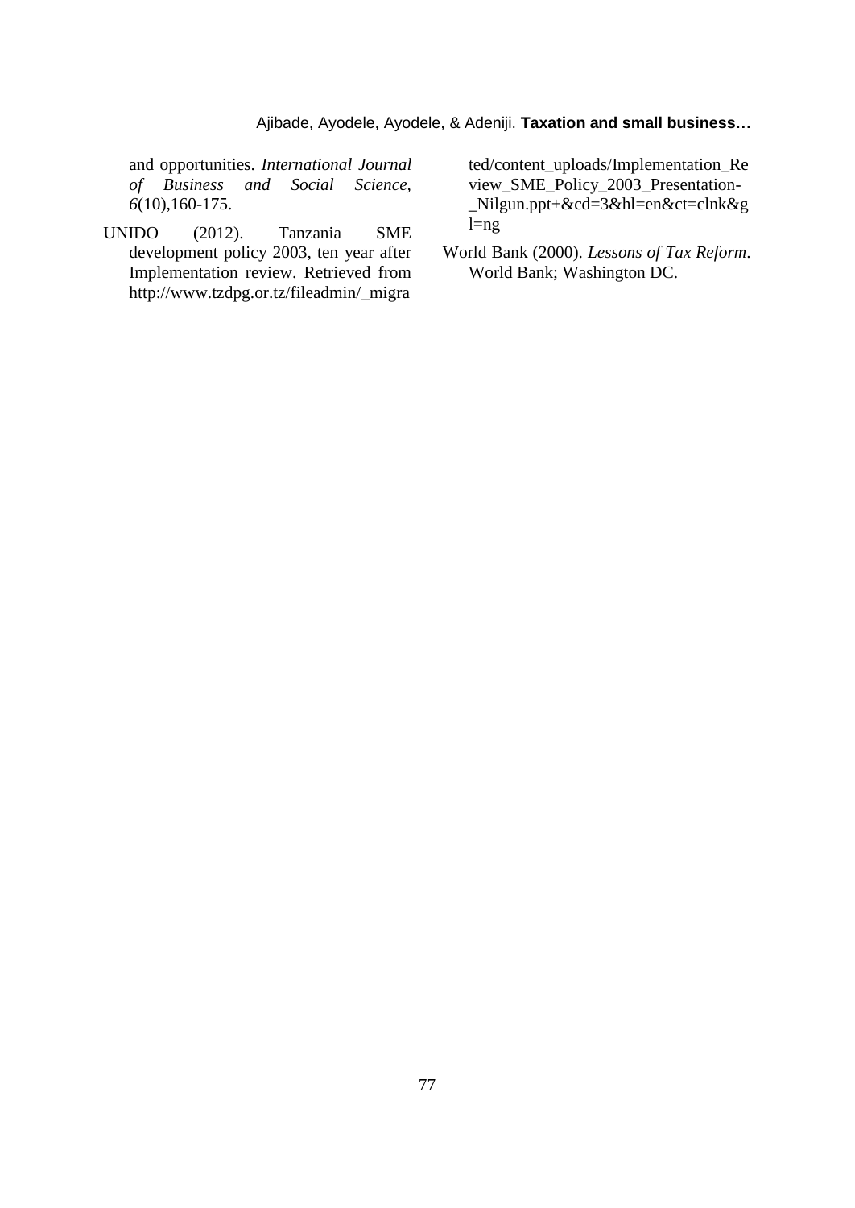and opportunities. *International Journal of Business and Social Science, 6*(10),160-175.

UNIDO (2012). Tanzania SME development policy 2003, ten year after Implementation review. Retrieved from http://www.tzdpg.or.tz/fileadmin/_migrated/content_uploads/Implementation_Review_SME_Policy_2003_Presentation-_Nilgun.ppt+&cd=3&hl=en&ct=clnk&gl=ng

World Bank (2000). *Lessons of Tax Reform*. World Bank; Washington DC.